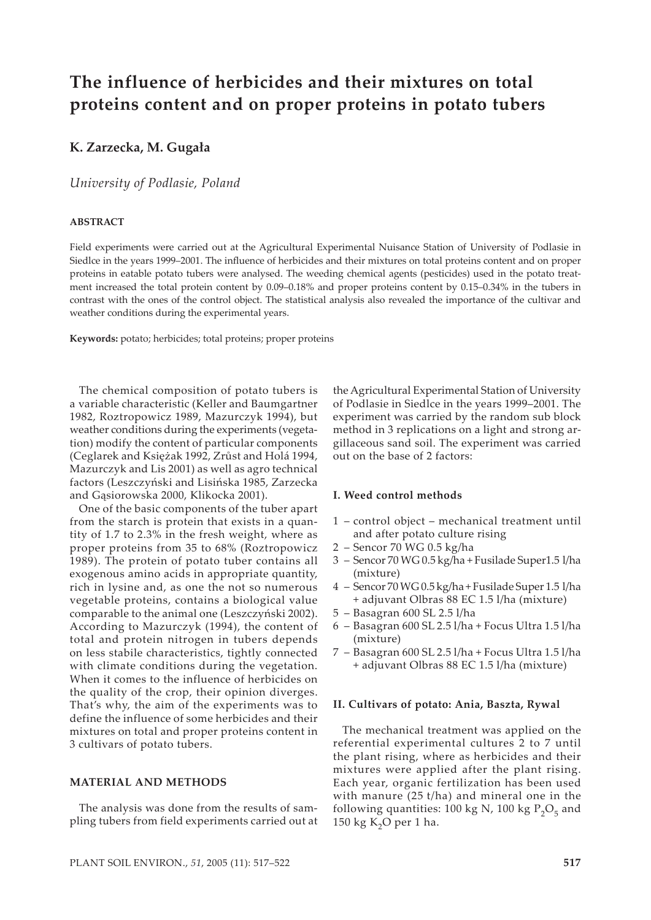# The influence of herbicides and their mixtures on total proteins content and on proper proteins in potato tubers

**K. Zarzecka, M. Gugała**

*University of Podlasie, Poland*

#### ABSTRACT

Field experiments were carried out at the Agricultural Experimental Nuisance Station of University of Podlasie in Siedlce in the years 1999–2001. The influence of herbicides and their mixtures on total proteins content and on proper proteins in eatable potato tubers were analysed. The weeding chemical agents (pesticides) used in the potato treatment increased the total protein content by 0.09–0.18% and proper proteins content by 0.15–0.34% in the tubers in contrast with the ones of the control object. The statistical analysis also revealed the importance of the cultivar and weather conditions during the experimental years.

**Keywords:** potato; herbicides; total proteins; proper proteins

The chemical composition of potato tubers is a variable characteristic (Keller and Baumgartner 1982, Roztropowicz 1989, Mazurczyk 1994), but weather conditions during the experiments (vegetation) modify the content of particular components (Ceglarek and Księżak 1992, Zrůst and Holá 1994, Mazurczyk and Lis 2001) as well as agro technical factors (Leszczyński and Lisińska 1985, Zarzecka and Gąsiorowska 2000, Klikocka 2001).

One of the basic components of the tuber apart from the starch is protein that exists in a quantity of 1.7 to 2.3% in the fresh weight, where as proper proteins from 35 to 68% (Roztropowicz 1989). The protein of potato tuber contains all exogenous amino acids in appropriate quantity, rich in lysine and, as one the not so numerous vegetable proteins, contains a biological value comparable to the animal one (Leszczyński 2002). According to Mazurczyk (1994), the content of total and protein nitrogen in tubers depends on less stabile characteristics, tightly connected with climate conditions during the vegetation. When it comes to the influence of herbicides on the quality of the crop, their opinion diverges. That's why, the aim of the experiments was to define the influence of some herbicides and their mixtures on total and proper proteins content in 3 cultivars of potato tubers.

#### MATERIAL AND METHODS

The analysis was done from the results of sampling tubers from field experiments carried out at the Agricultural Experimental Station of University of Podlasie in Siedlce in the years 1999–2001. The experiment was carried by the random sub block method in 3 replications on a light and strong argillaceous sand soil. The experiment was carried out on the base of 2 factors:

#### I. Weed control methods

1 – control object – mechanical treatment until and after potato culture rising
2 – Sencor 70 WG 0.5 kg/ha
3 – Sencor 70 WG 0.5 kg/ha + Fusilade Super1.5 l/ha (mixture)
4 – Sencor 70 WG 0.5 kg/ha + Fusilade Super 1.5 l/ha + adjuvant Olbras 88 EC 1.5 l/ha (mixture)
5 – Basagran 600 SL 2.5 l/ha
6 – Basagran 600 SL 2.5 l/ha + Focus Ultra 1.5 l/ha (mixture)
7 – Basagran 600 SL 2.5 l/ha + Focus Ultra 1.5 l/ha + adjuvant Olbras 88 EC 1.5 l/ha (mixture)

#### II. Cultivars of potato: Ania, Baszta, Rywal

The mechanical treatment was applied on the referential experimental cultures 2 to 7 until the plant rising, where as herbicides and their mixtures were applied after the plant rising. Each year, organic fertilization has been used with manure (25 t/ha) and mineral one in the following quantities: 100 kg N, 100 kg $P_2O_5$ and 150 kg $K_2O$ per 1 ha.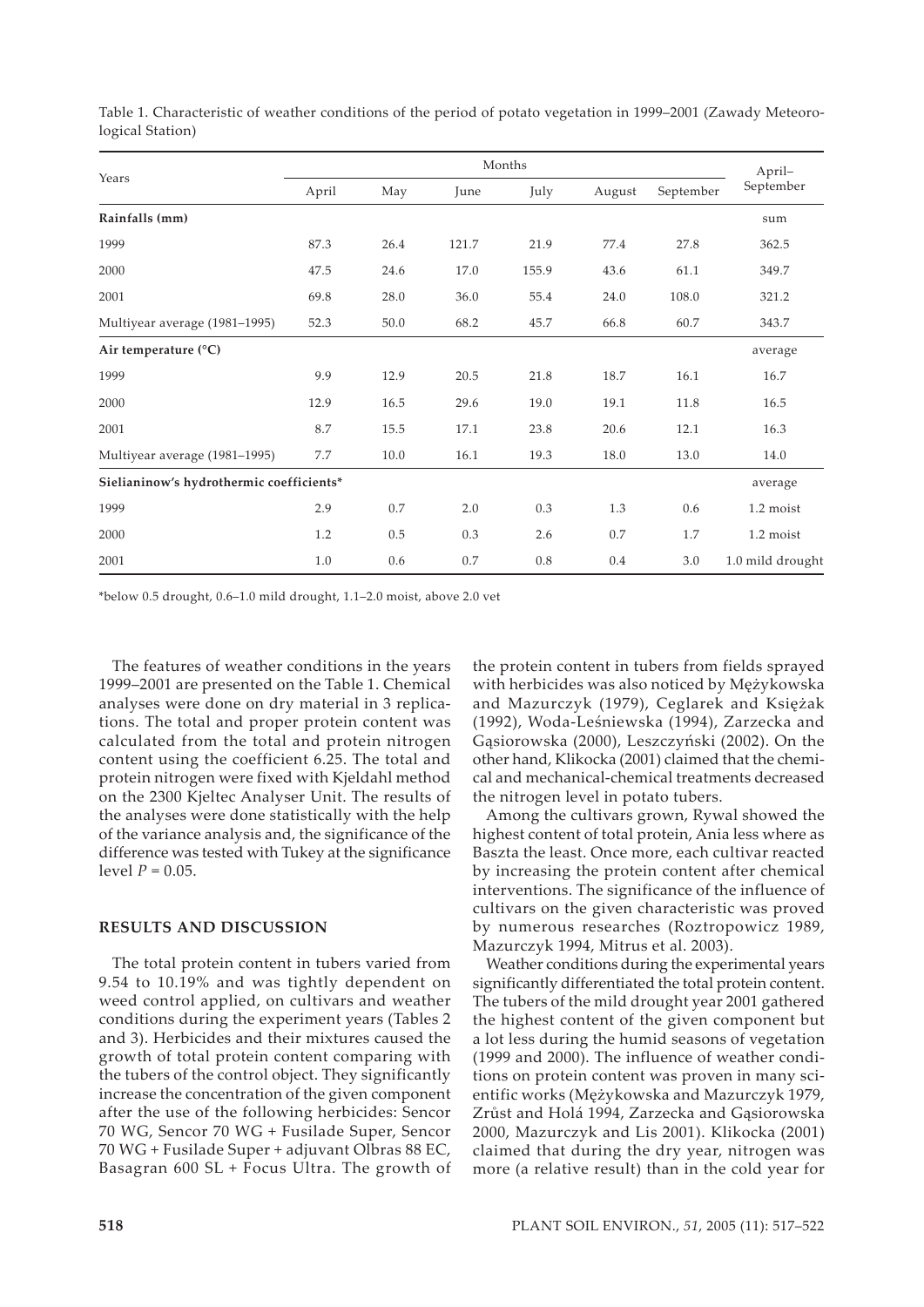Table 1. Characteristic of weather conditions of the period of potato vegetation in 1999–2001 (Zawady Meteorological Station)

| Years | Months | | | | | | April–September |
|---|---|---|---|---|---|---|---|
| | April | May | June | July | August | September | |
| **Rainfalls (mm)** | | | | | | | sum |
| 1999 | 87.3 | 26.4 | 121.7 | 21.9 | 77.4 | 27.8 | 362.5 |
| 2000 | 47.5 | 24.6 | 17.0 | 155.9 | 43.6 | 61.1 | 349.7 |
| 2001 | 69.8 | 28.0 | 36.0 | 55.4 | 24.0 | 108.0 | 321.2 |
| Multiyear average (1981–1995) | 52.3 | 50.0 | 68.2 | 45.7 | 66.8 | 60.7 | 343.7 |
| **Air temperature (°C)** | | | | | | | average |
| 1999 | 9.9 | 12.9 | 20.5 | 21.8 | 18.7 | 16.1 | 16.7 |
| 2000 | 12.9 | 16.5 | 29.6 | 19.0 | 19.1 | 11.8 | 16.5 |
| 2001 | 8.7 | 15.5 | 17.1 | 23.8 | 20.6 | 12.1 | 16.3 |
| Multiyear average (1981–1995) | 7.7 | 10.0 | 16.1 | 19.3 | 18.0 | 13.0 | 14.0 |
| **Sielianinow's hydrothermic coefficients*** | | | | | | | average |
| 1999 | 2.9 | 0.7 | 2.0 | 0.3 | 1.3 | 0.6 | 1.2 moist |
| 2000 | 1.2 | 0.5 | 0.3 | 2.6 | 0.7 | 1.7 | 1.2 moist |
| 2001 | 1.0 | 0.6 | 0.7 | 0.8 | 0.4 | 3.0 | 1.0 mild drought |

*below 0.5 drought, 0.6–1.0 mild drought, 1.1–2.0 moist, above 2.0 vet

The features of weather conditions in the years 1999–2001 are presented on the Table 1. Chemical analyses were done on dry material in 3 replications. The total and proper protein content was calculated from the total and protein nitrogen content using the coefficient 6.25. The total and protein nitrogen were fixed with Kjeldahl method on the 2300 Kjeltec Analyser Unit. The results of the analyses were done statistically with the help of the variance analysis and, the significance of the difference was tested with Tukey at the significance level $P = 0.05$.

## RESULTS AND DISCUSSION

The total protein content in tubers varied from 9.54 to 10.19% and was tightly dependent on weed control applied, on cultivars and weather conditions during the experiment years (Tables 2 and 3). Herbicides and their mixtures caused the growth of total protein content comparing with the tubers of the control object. They significantly increase the concentration of the given component after the use of the following herbicides: Sencor 70 WG, Sencor 70 WG + Fusilade Super, Sencor 70 WG + Fusilade Super + adjuvant Olbras 88 EC, Basagran 600 SL + Focus Ultra. The growth of the protein content in tubers from fields sprayed with herbicides was also noticed by Mężykowska and Mazurczyk (1979), Ceglarek and Księżak (1992), Woda-Leśniewska (1994), Zarzecka and Gąsiorowska (2000), Leszczyński (2002). On the other hand, Klikocka (2001) claimed that the chemical and mechanical-chemical treatments decreased the nitrogen level in potato tubers.

Among the cultivars grown, Rywal showed the highest content of total protein, Ania less where as Baszta the least. Once more, each cultivar reacted by increasing the protein content after chemical interventions. The significance of the influence of cultivars on the given characteristic was proved by numerous researches (Roztropowicz 1989, Mazurczyk 1994, Mitrus et al. 2003).

Weather conditions during the experimental years significantly differentiated the total protein content. The tubers of the mild drought year 2001 gathered the highest content of the given component but a lot less during the humid seasons of vegetation (1999 and 2000). The influence of weather conditions on protein content was proven in many scientific works (Mężykowska and Mazurczyk 1979, Zrůst and Holá 1994, Zarzecka and Gąsiorowska 2000, Mazurczyk and Lis 2001). Klikocka (2001) claimed that during the dry year, nitrogen was more (a relative result) than in the cold year for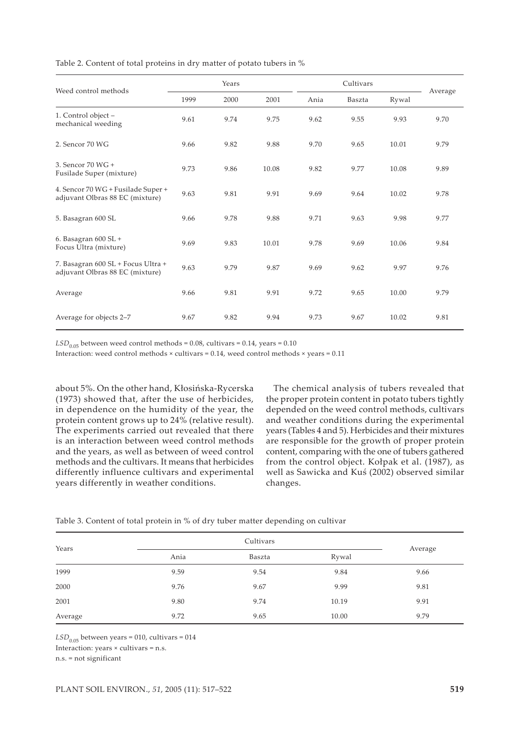Table 2. Content of total proteins in dry matter of potato tubers in %

| Weed control methods | Years | | | Cultivars | | | Average |
|---|---|---|---|---|---|---|---|
| | 1999 | 2000 | 2001 | Ania | Baszta | Rywal | |
| 1. Control object – mechanical weeding | 9.61 | 9.74 | 9.75 | 9.62 | 9.55 | 9.93 | 9.70 |
| 2. Sencor 70 WG | 9.66 | 9.82 | 9.88 | 9.70 | 9.65 | 10.01 | 9.79 |
| 3. Sencor 70 WG + Fusilade Super (mixture) | 9.73 | 9.86 | 10.08 | 9.82 | 9.77 | 10.08 | 9.89 |
| 4. Sencor 70 WG + Fusilade Super + adjuvant Olbras 88 EC (mixture) | 9.63 | 9.81 | 9.91 | 9.69 | 9.64 | 10.02 | 9.78 |
| 5. Basagran 600 SL | 9.66 | 9.78 | 9.88 | 9.71 | 9.63 | 9.98 | 9.77 |
| 6. Basagran 600 SL + Focus Ultra (mixture) | 9.69 | 9.83 | 10.01 | 9.78 | 9.69 | 10.06 | 9.84 |
| 7. Basagran 600 SL + Focus Ultra + adjuvant Olbras 88 EC (mixture) | 9.63 | 9.79 | 9.87 | 9.69 | 9.62 | 9.97 | 9.76 |
| Average | 9.66 | 9.81 | 9.91 | 9.72 | 9.65 | 10.00 | 9.79 |
| Average for objects 2–7 | 9.67 | 9.82 | 9.94 | 9.73 | 9.67 | 10.02 | 9.81 |

$LSD_{0.05}$ between weed control methods = 0.08, cultivars = 0.14, years = 0.10

Interaction: weed control methods × cultivars = 0.14, weed control methods × years = 0.11

about 5%. On the other hand, Kłosińska-Rycerska (1973) showed that, after the use of herbicides, in dependence on the humidity of the year, the protein content grows up to 24% (relative result). The experiments carried out revealed that there is an interaction between weed control methods and the years, as well as between of weed control methods and the cultivars. It means that herbicides differently influence cultivars and experimental years differently in weather conditions.

The chemical analysis of tubers revealed that the proper protein content in potato tubers tightly depended on the weed control methods, cultivars and weather conditions during the experimental years (Tables 4 and 5). Herbicides and their mixtures are responsible for the growth of proper protein content, comparing with the one of tubers gathered from the control object. Kołpak et al. (1987), as well as Sawicka and Kuś (2002) observed similar changes.

Table 3. Content of total protein in % of dry tuber matter depending on cultivar

| Years | Cultivars | | | Average |
|---|---|---|---|---|
| | Ania | Baszta | Rywal | |
| 1999 | 9.59 | 9.54 | 9.84 | 9.66 |
| 2000 | 9.76 | 9.67 | 9.99 | 9.81 |
| 2001 | 9.80 | 9.74 | 10.19 | 9.91 |
| Average | 9.72 | 9.65 | 10.00 | 9.79 |

$LSD_{0.05}$ between years = 010, cultivars = 014

Interaction: years × cultivars = n.s.

n.s. = not significant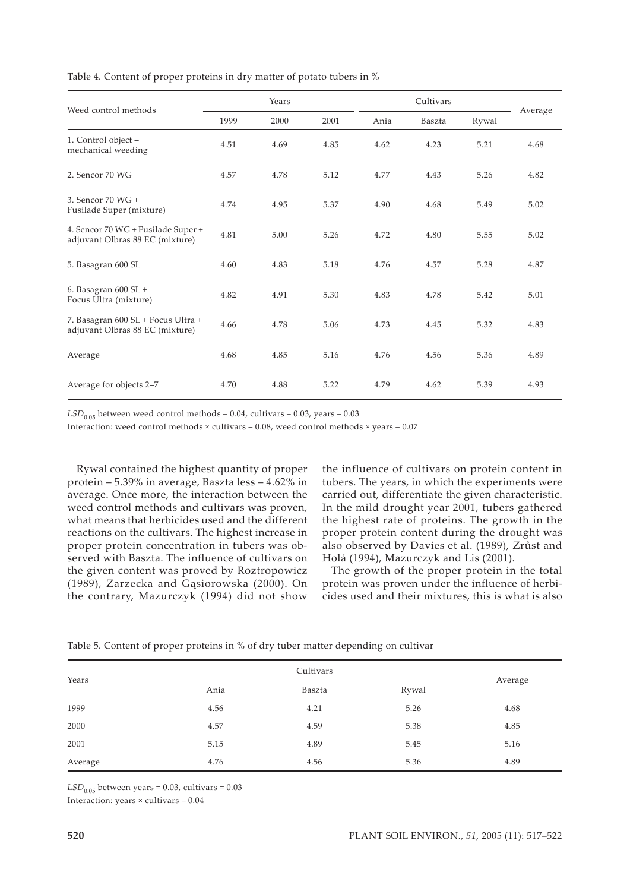Table 4. Content of proper proteins in dry matter of potato tubers in %

| Weed control methods | Years | | | Cultivars | | | Average |
|---|---|---|---|---|---|---|---|
| | 1999 | 2000 | 2001 | Ania | Baszta | Rywal | |
| 1. Control object – mechanical weeding | 4.51 | 4.69 | 4.85 | 4.62 | 4.23 | 5.21 | 4.68 |
| 2. Sencor 70 WG | 4.57 | 4.78 | 5.12 | 4.77 | 4.43 | 5.26 | 4.82 |
| 3. Sencor 70 WG + Fusilade Super (mixture) | 4.74 | 4.95 | 5.37 | 4.90 | 4.68 | 5.49 | 5.02 |
| 4. Sencor 70 WG + Fusilade Super + adjuvant Olbras 88 EC (mixture) | 4.81 | 5.00 | 5.26 | 4.72 | 4.80 | 5.55 | 5.02 |
| 5. Basagran 600 SL | 4.60 | 4.83 | 5.18 | 4.76 | 4.57 | 5.28 | 4.87 |
| 6. Basagran 600 SL + Focus Ultra (mixture) | 4.82 | 4.91 | 5.30 | 4.83 | 4.78 | 5.42 | 5.01 |
| 7. Basagran 600 SL + Focus Ultra + adjuvant Olbras 88 EC (mixture) | 4.66 | 4.78 | 5.06 | 4.73 | 4.45 | 5.32 | 4.83 |
| Average | 4.68 | 4.85 | 5.16 | 4.76 | 4.56 | 5.36 | 4.89 |
| Average for objects 2–7 | 4.70 | 4.88 | 5.22 | 4.79 | 4.62 | 5.39 | 4.93 |

$LSD_{0.05}$ between weed control methods = 0.04, cultivars = 0.03, years = 0.03

Interaction: weed control methods × cultivars = 0.08, weed control methods × years = 0.07

Rywal contained the highest quantity of proper protein – 5.39% in average, Baszta less – 4.62% in average. Once more, the interaction between the weed control methods and cultivars was proven, what means that herbicides used and the different reactions on the cultivars. The highest increase in proper protein concentration in tubers was observed with Baszta. The influence of cultivars on the given content was proved by Roztropowicz (1989), Zarzecka and Gąsiorowska (2000). On the contrary, Mazurczyk (1994) did not show the influence of cultivars on protein content in tubers. The years, in which the experiments were carried out, differentiate the given characteristic. In the mild drought year 2001, tubers gathered the highest rate of proteins. The growth in the proper protein content during the drought was also observed by Davies et al. (1989), Zrůst and Holá (1994), Mazurczyk and Lis (2001).

The growth of the proper protein in the total protein was proven under the influence of herbicides used and their mixtures, this is what is also

Table 5. Content of proper proteins in % of dry tuber matter depending on cultivar

| Years | Cultivars | | | Average |
|---|---|---|---|---|
| | Ania | Baszta | Rywal | |
| 1999 | 4.56 | 4.21 | 5.26 | 4.68 |
| 2000 | 4.57 | 4.59 | 5.38 | 4.85 |
| 2001 | 5.15 | 4.89 | 5.45 | 5.16 |
| Average | 4.76 | 4.56 | 5.36 | 4.89 |

$LSD_{0.05}$ between years = 0.03, cultivars = 0.03

Interaction: years × cultivars = 0.04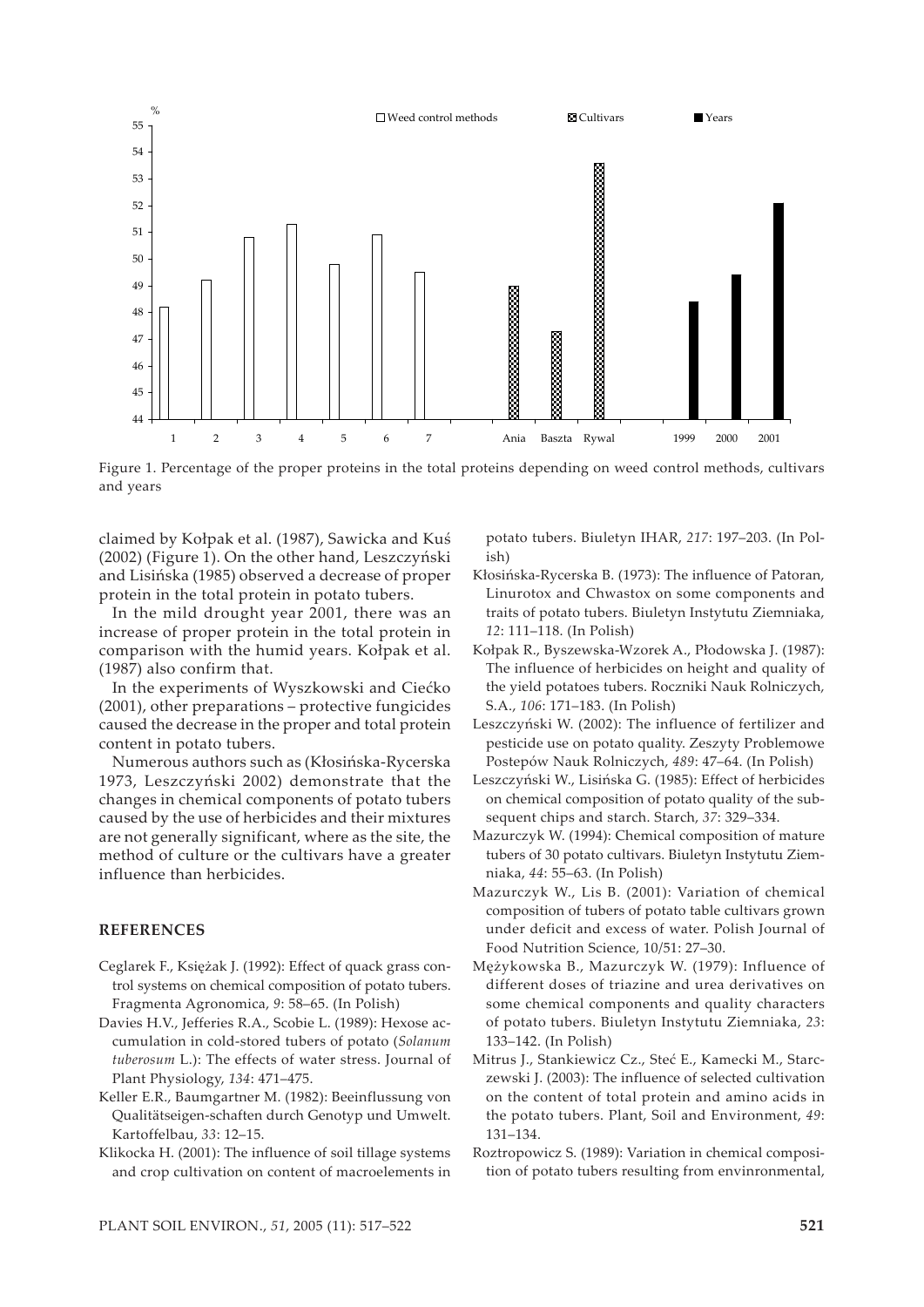Figure 1. Percentage of the proper proteins in the total proteins depending on weed control methods, cultivars and years

claimed by Kołpak et al. (1987), Sawicka and Kuś (2002) (Figure 1). On the other hand, Leszczyński and Lisińska (1985) observed a decrease of proper protein in the total protein in potato tubers.

In the mild drought year 2001, there was an increase of proper protein in the total protein in comparison with the humid years. Kołpak et al. (1987) also confirm that.

In the experiments of Wyszkowski and Ciećko (2001), other preparations – protective fungicides caused the decrease in the proper and total protein content in potato tubers.

Numerous authors such as (Kłosińska-Rycerska 1973, Leszczyński 2002) demonstrate that the changes in chemical components of potato tubers caused by the use of herbicides and their mixtures are not generally significant, where as the site, the method of culture or the cultivars have a greater influence than herbicides.

## REFERENCES

Ceglarek F., Księżak J. (1992): Effect of quack grass control systems on chemical composition of potato tubers. Fragmenta Agronomica, *9*: 58–65. (In Polish)

Davies H.V., Jefferies R.A., Scobie L. (1989): Hexose accumulation in cold-stored tubers of potato (*Solanum tuberosum* L.): The effects of water stress. Journal of Plant Physiology, *134*: 471–475.

Keller E.R., Baumgartner M. (1982): Beeinflussung von Qualitätseigen-schaften durch Genotyp und Umwelt. Kartoffelbau, *33*: 12–15.

Klikocka H. (2001): The influence of soil tillage systems and crop cultivation on content of macroelements in potato tubers. Biuletyn IHAR, *217*: 197–203. (In Polish)

Kłosińska-Rycerska B. (1973): The influence of Patoran, Linurotox and Chwastox on some components and traits of potato tubers. Biuletyn Instytutu Ziemniaka, *12*: 111–118. (In Polish)

Kołpak R., Byszewska-Wzorek A., Płodowska J. (1987): The influence of herbicides on height and quality of the yield potatoes tubers. Roczniki Nauk Rolniczych, S.A., *106*: 171–183. (In Polish)

Leszczyński W. (2002): The influence of fertilizer and pesticide use on potato quality. Zeszyty Problemowe Postepów Nauk Rolniczych, *489*: 47–64. (In Polish)

Leszczyński W., Lisińska G. (1985): Effect of herbicides on chemical composition of potato quality of the subsequent chips and starch. Starch, *37*: 329–334.

Mazurczyk W. (1994): Chemical composition of mature tubers of 30 potato cultivars. Biuletyn Instytutu Ziemniaka, *44*: 55–63. (In Polish)

Mazurczyk W., Lis B. (2001): Variation of chemical composition of tubers of potato table cultivars grown under deficit and excess of water. Polish Journal of Food Nutrition Science, 10/51: 27–30.

Mężykowska B., Mazurczyk W. (1979): Influence of different doses of triazine and urea derivatives on some chemical components and quality characters of potato tubers. Biuletyn Instytutu Ziemniaka, *23*: 133–142. (In Polish)

Mitrus J., Stankiewicz Cz., Steć E., Kamecki M., Starczewski J. (2003): The influence of selected cultivation on the content of total protein and amino acids in the potato tubers. Plant, Soil and Environment, *49*: 131–134.

Roztropowicz S. (1989): Variation in chemical composition of potato tubers resulting from envinronmental,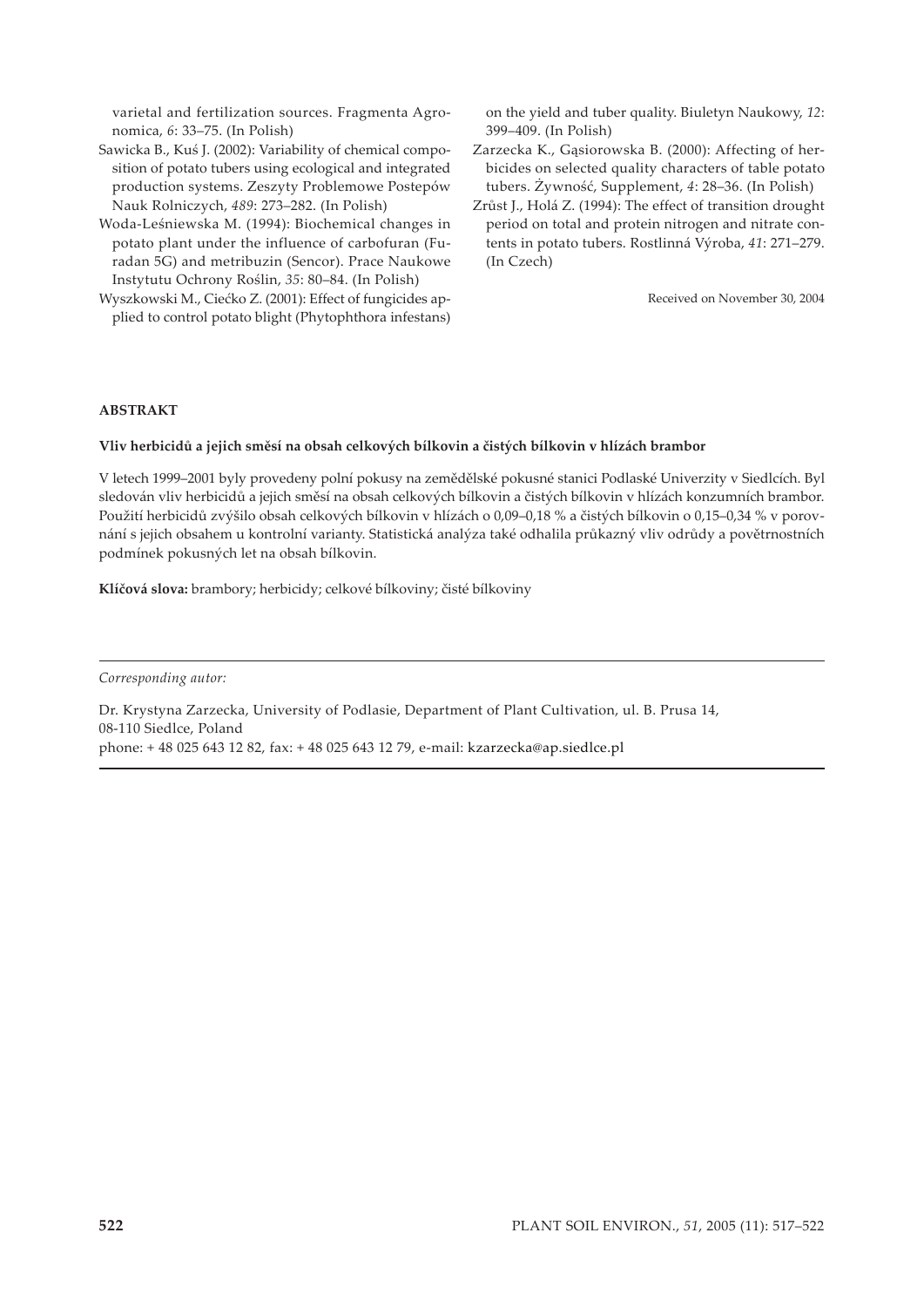varietal and fertilization sources. Fragmenta Agronomica, *6*: 33–75. (In Polish)

Sawicka B., Kuś J. (2002): Variability of chemical composition of potato tubers using ecological and integrated production systems. Zeszyty Problemowe Postepów Nauk Rolniczych, *489*: 273–282. (In Polish)

Woda-Leśniewska M. (1994): Biochemical changes in potato plant under the influence of carbofuran (Furadan 5G) and metribuzin (Sencor). Prace Naukowe Instytutu Ochrony Roślin, *35*: 80–84. (In Polish)

Wyszkowski M., Ciećko Z. (2001): Effect of fungicides applied to control potato blight (Phytophthora infestans) on the yield and tuber quality. Biuletyn Naukowy, *12*: 399–409. (In Polish)

Zarzecka K., Gąsiorowska B. (2000): Affecting of herbicides on selected quality characters of table potato tubers. Żywność, Supplement, *4*: 28–36. (In Polish)

Zrůst J., Holá Z. (1994): The effect of transition drought period on total and protein nitrogen and nitrate contents in potato tubers. Rostlinná Výroba, *41*: 271–279. (In Czech)

Received on November 30, 2004

## ABSTRAKT

### Vliv herbicidů a jejich směsí na obsah celkových bílkovin a čistých bílkovin v hlízách brambor

V letech 1999–2001 byly provedeny polní pokusy na zemědělské pokusné stanici Podlaské Univerzity v Siedlcích. Byl sledován vliv herbicidů a jejich směsí na obsah celkových bílkovin a čistých bílkovin v hlízách konzumních brambor. Použití herbicidů zvýšilo obsah celkových bílkovin v hlízách o 0,09–0,18 % a čistých bílkovin o 0,15–0,34 % v porovnání s jejich obsahem u kontrolní varianty. Statistická analýza také odhalila průkazný vliv odrůdy a povětrnostních podmínek pokusných let na obsah bílkovin.

**Klíčová slova:** brambory; herbicidy; celkové bílkoviny; čisté bílkoviny

---

*Corresponding autor:*

Dr. Krystyna Zarzecka, University of Podlasie, Department of Plant Cultivation, ul. B. Prusa 14, 08-110 Siedlce, Poland
phone: + 48 025 643 12 82, fax: + 48 025 643 12 79, e-mail: kzarzecka@ap.siedlce.pl